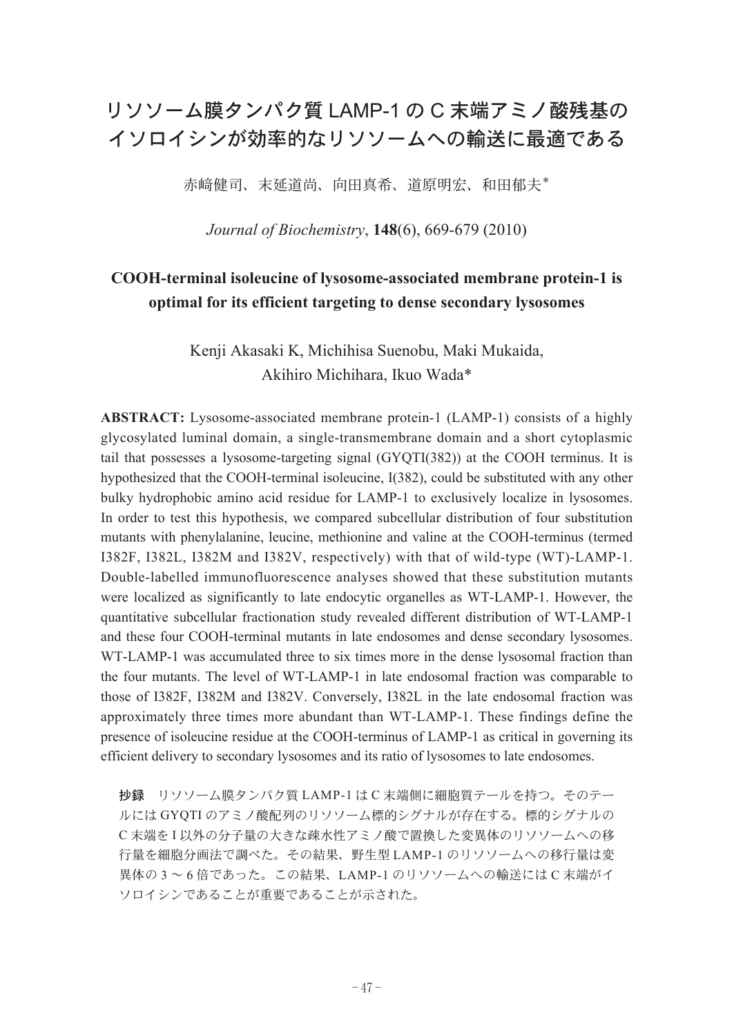# リソソーム膜タンパク質 LAMP-1 の C 末端アミノ酸残基のイソロイシンが効率的なリソソームへの輸送に最適である

赤﨑健司、末延道尚、向田真希、道原明宏、和田郁夫*

*Journal of Biochemistry*, **148**(6), 669-679 (2010)

## COOH-terminal isoleucine of lysosome-associated membrane protein-1 is optimal for its efficient targeting to dense secondary lysosomes

Kenji Akasaki K, Michihisa Suenobu, Maki Mukaida, Akihiro Michihara, Ikuo Wada*

**ABSTRACT:** Lysosome-associated membrane protein-1 (LAMP-1) consists of a highly glycosylated luminal domain, a single-transmembrane domain and a short cytoplasmic tail that possesses a lysosome-targeting signal (GYQTI(382)) at the COOH terminus. It is hypothesized that the COOH-terminal isoleucine, I(382), could be substituted with any other bulky hydrophobic amino acid residue for LAMP-1 to exclusively localize in lysosomes. In order to test this hypothesis, we compared subcellular distribution of four substitution mutants with phenylalanine, leucine, methionine and valine at the COOH-terminus (termed I382F, I382L, I382M and I382V, respectively) with that of wild-type (WT)-LAMP-1. Double-labelled immunofluorescence analyses showed that these substitution mutants were localized as significantly to late endocytic organelles as WT-LAMP-1. However, the quantitative subcellular fractionation study revealed different distribution of WT-LAMP-1 and these four COOH-terminal mutants in late endosomes and dense secondary lysosomes. WT-LAMP-1 was accumulated three to six times more in the dense lysosomal fraction than the four mutants. The level of WT-LAMP-1 in late endosomal fraction was comparable to those of I382F, I382M and I382V. Conversely, I382L in the late endosomal fraction was approximately three times more abundant than WT-LAMP-1. These findings define the presence of isoleucine residue at the COOH-terminus of LAMP-1 as critical in governing its efficient delivery to secondary lysosomes and its ratio of lysosomes to late endosomes.

**抄録**　リソソーム膜タンパク質 LAMP-1 は C 末端側に細胞質テールを持つ。そのテールには GYQTI のアミノ酸配列のリソソーム標的シグナルが存在する。標的シグナルの C 末端を I 以外の分子量の大きな疎水性アミノ酸で置換した変異体のリソソームへの移行量を細胞分画法で調べた。その結果、野生型 LAMP-1 のリソソームへの移行量は変異体の 3 ～ 6 倍であった。この結果、LAMP-1 のリソソームへの輸送には C 末端がイソロイシンであることが重要であることが示された。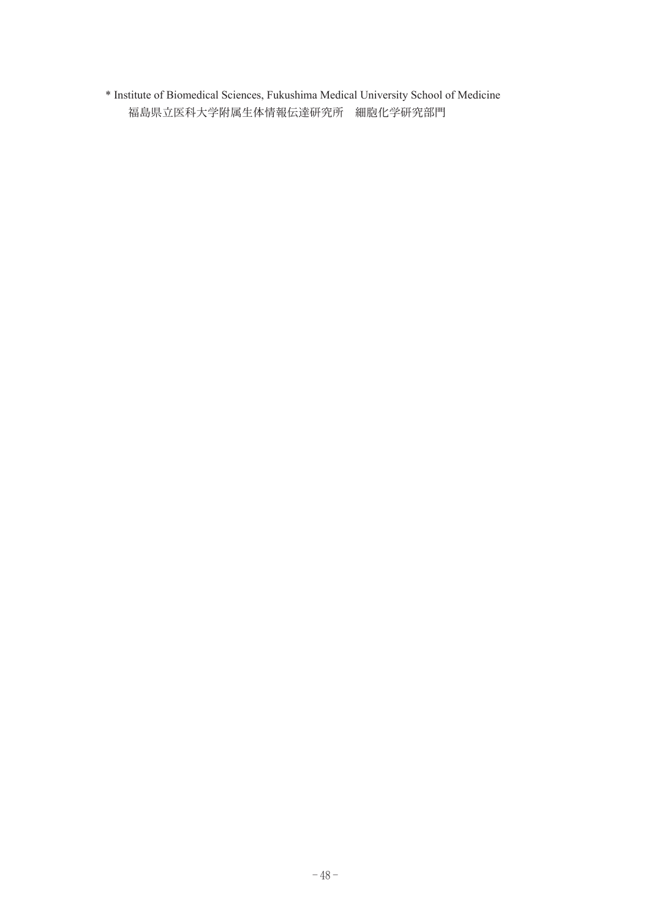* Institute of Biomedical Sciences, Fukushima Medical University School of Medicine
福島県立医科大学附属生体情報伝達研究所　細胞化学研究部門